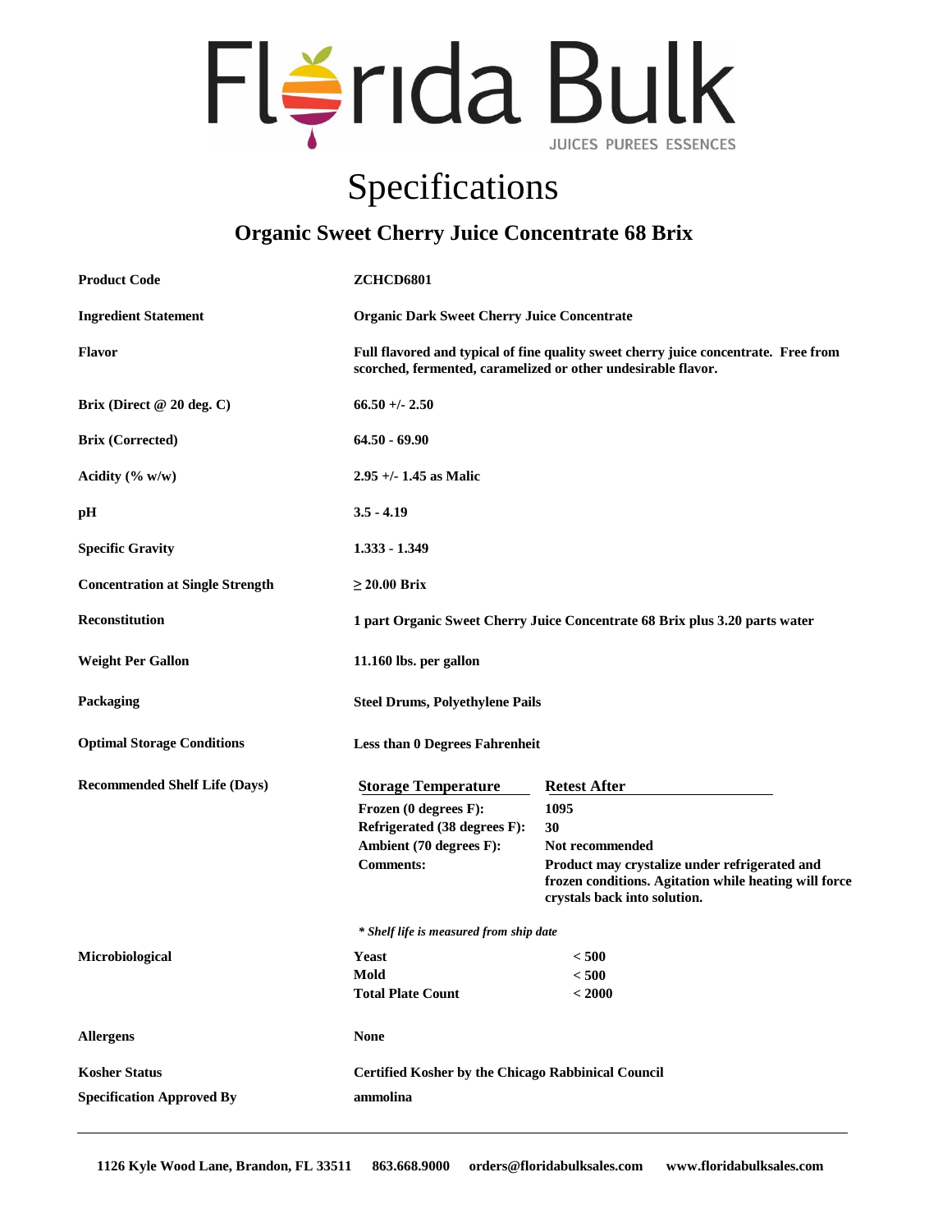# Florida Bulk

JUICES PUREES ESSENCES

# Specifications

## Organic Sweet Cherry Juice Concentrate 68 Brix

| | |
|---|---|
| **Product Code** | **ZCHCD6801** |
| **Ingredient Statement** | **Organic Dark Sweet Cherry Juice Concentrate** |
| **Flavor** | **Full flavored and typical of fine quality sweet cherry juice concentrate. Free from scorched, fermented, caramelized or other undesirable flavor.** |
| **Brix (Direct @ 20 deg. C)** | **66.50 +/- 2.50** |
| **Brix (Corrected)** | **64.50 - 69.90** |
| **Acidity (% w/w)** | **2.95 +/- 1.45 as Malic** |
| **pH** | **3.5 - 4.19** |
| **Specific Gravity** | **1.333 - 1.349** |
| **Concentration at Single Strength** | **≥ 20.00 Brix** |
| **Reconstitution** | **1 part Organic Sweet Cherry Juice Concentrate 68 Brix plus 3.20 parts water** |
| **Weight Per Gallon** | **11.160 lbs. per gallon** |
| **Packaging** | **Steel Drums, Polyethylene Pails** |
| **Optimal Storage Conditions** | **Less than 0 Degrees Fahrenheit** |

**Recommended Shelf Life (Days)**

| Storage Temperature | Retest After |
|---|---|
| **Frozen (0 degrees F):** | **1095** |
| **Refrigerated (38 degrees F):** | **30** |
| **Ambient (70 degrees F):** | **Not recommended** |
| **Comments:** | **Product may crystalize under refrigerated and frozen conditions. Agitation while heating will force crystals back into solution.** |

***\* Shelf life is measured from ship date***

**Microbiological**

| | |
|---|---|
| **Yeast** | **< 500** |
| **Mold** | **< 500** |
| **Total Plate Count** | **< 2000** |

| | |
|---|---|
| **Allergens** | **None** |
| **Kosher Status** | **Certified Kosher by the Chicago Rabbinical Council** |
| **Specification Approved By** | **ammolina** |

---

**1126 Kyle Wood Lane, Brandon, FL 33511   863.668.9000   orders@floridabulksales.com   www.floridabulksales.com**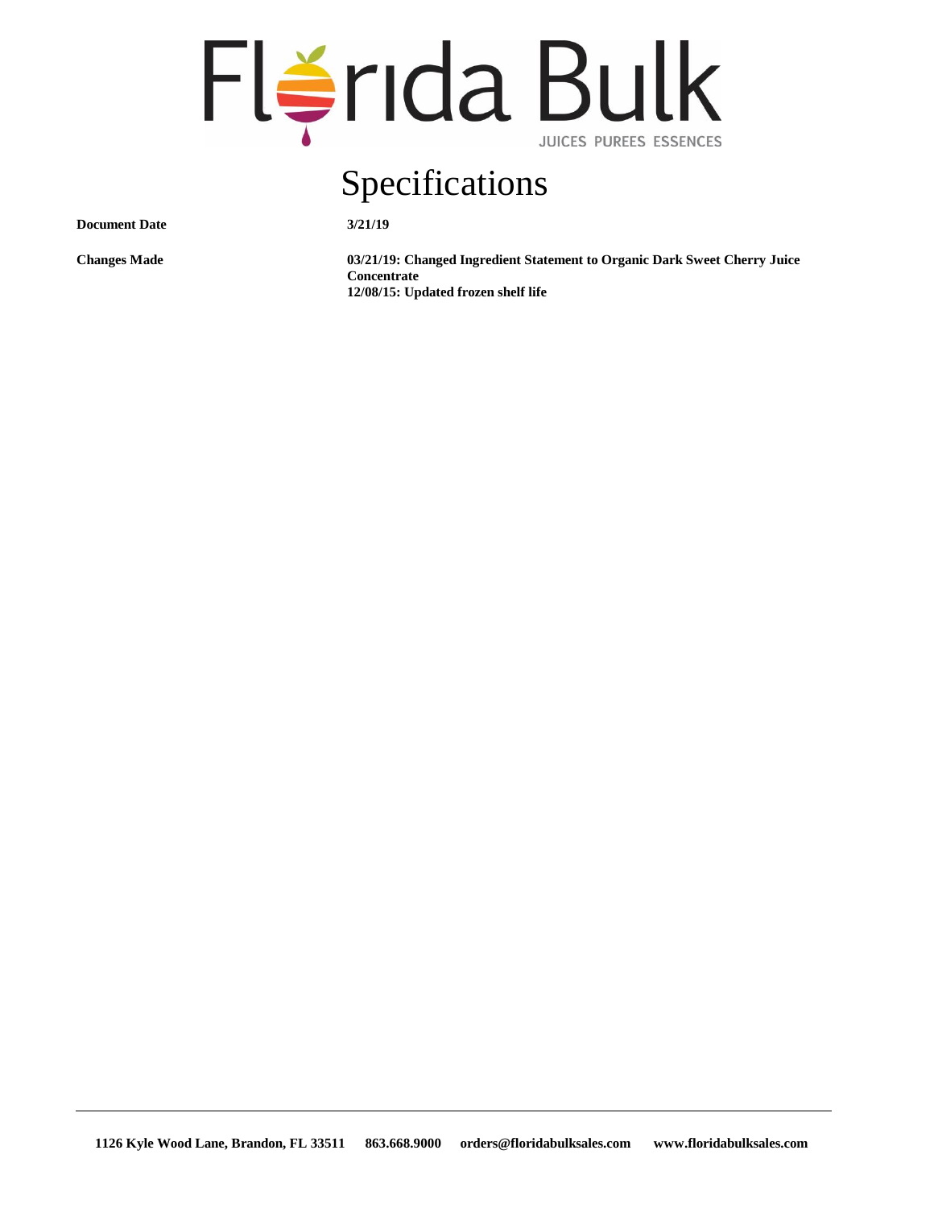# Specifications

| | |
|---|---|
| **Document Date** | **3/21/19** |
| **Changes Made** | **03/21/19: Changed Ingredient Statement to Organic Dark Sweet Cherry Juice Concentrate**<br>**12/08/15: Updated frozen shelf life** |